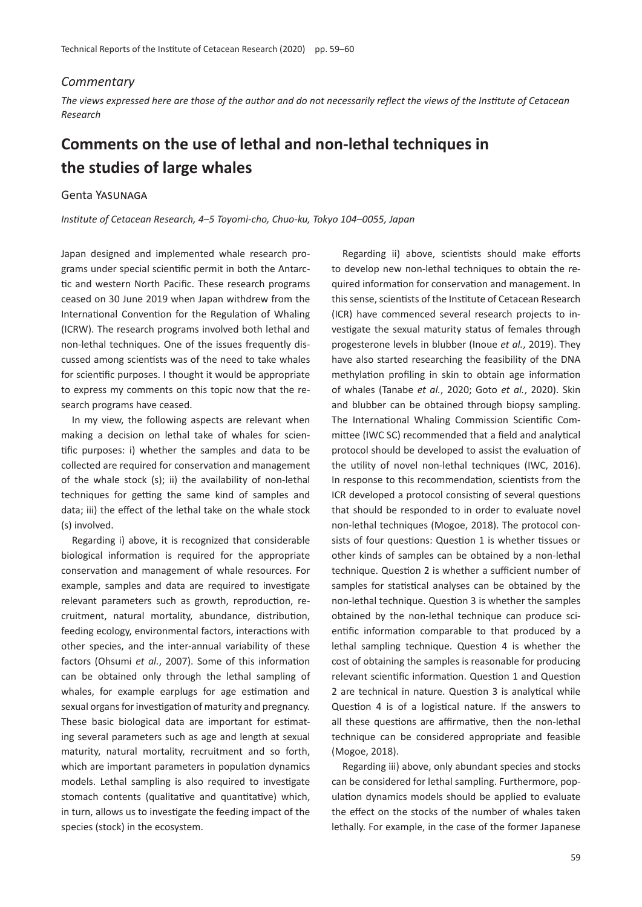*Commentary*

*The views expressed here are those of the author and do not necessarily reflect the views of the Institute of Cetacean Research*

# Comments on the use of lethal and non-lethal techniques in the studies of large whales

Genta Yasunaga

*Institute of Cetacean Research, 4–5 Toyomi-cho, Chuo-ku, Tokyo 104–0055, Japan*

Japan designed and implemented whale research programs under special scientific permit in both the Antarctic and western North Pacific. These research programs ceased on 30 June 2019 when Japan withdrew from the International Convention for the Regulation of Whaling (ICRW). The research programs involved both lethal and non-lethal techniques. One of the issues frequently discussed among scientists was of the need to take whales for scientific purposes. I thought it would be appropriate to express my comments on this topic now that the research programs have ceased.

In my view, the following aspects are relevant when making a decision on lethal take of whales for scientific purposes: i) whether the samples and data to be collected are required for conservation and management of the whale stock (s); ii) the availability of non-lethal techniques for getting the same kind of samples and data; iii) the effect of the lethal take on the whale stock (s) involved.

Regarding i) above, it is recognized that considerable biological information is required for the appropriate conservation and management of whale resources. For example, samples and data are required to investigate relevant parameters such as growth, reproduction, recruitment, natural mortality, abundance, distribution, feeding ecology, environmental factors, interactions with other species, and the inter-annual variability of these factors (Ohsumi *et al.*, 2007). Some of this information can be obtained only through the lethal sampling of whales, for example earplugs for age estimation and sexual organs for investigation of maturity and pregnancy. These basic biological data are important for estimating several parameters such as age and length at sexual maturity, natural mortality, recruitment and so forth, which are important parameters in population dynamics models. Lethal sampling is also required to investigate stomach contents (qualitative and quantitative) which, in turn, allows us to investigate the feeding impact of the species (stock) in the ecosystem.

Regarding ii) above, scientists should make efforts to develop new non-lethal techniques to obtain the required information for conservation and management. In this sense, scientists of the Institute of Cetacean Research (ICR) have commenced several research projects to investigate the sexual maturity status of females through progesterone levels in blubber (Inoue *et al.*, 2019). They have also started researching the feasibility of the DNA methylation profiling in skin to obtain age information of whales (Tanabe *et al.*, 2020; Goto *et al.*, 2020). Skin and blubber can be obtained through biopsy sampling. The International Whaling Commission Scientific Committee (IWC SC) recommended that a field and analytical protocol should be developed to assist the evaluation of the utility of novel non-lethal techniques (IWC, 2016). In response to this recommendation, scientists from the ICR developed a protocol consisting of several questions that should be responded to in order to evaluate novel non-lethal techniques (Mogoe, 2018). The protocol consists of four questions: Question 1 is whether tissues or other kinds of samples can be obtained by a non-lethal technique. Question 2 is whether a sufficient number of samples for statistical analyses can be obtained by the non-lethal technique. Question 3 is whether the samples obtained by the non-lethal technique can produce scientific information comparable to that produced by a lethal sampling technique. Question 4 is whether the cost of obtaining the samples is reasonable for producing relevant scientific information. Question 1 and Question 2 are technical in nature. Question 3 is analytical while Question 4 is of a logistical nature. If the answers to all these questions are affirmative, then the non-lethal technique can be considered appropriate and feasible (Mogoe, 2018).

Regarding iii) above, only abundant species and stocks can be considered for lethal sampling. Furthermore, population dynamics models should be applied to evaluate the effect on the stocks of the number of whales taken lethally. For example, in the case of the former Japanese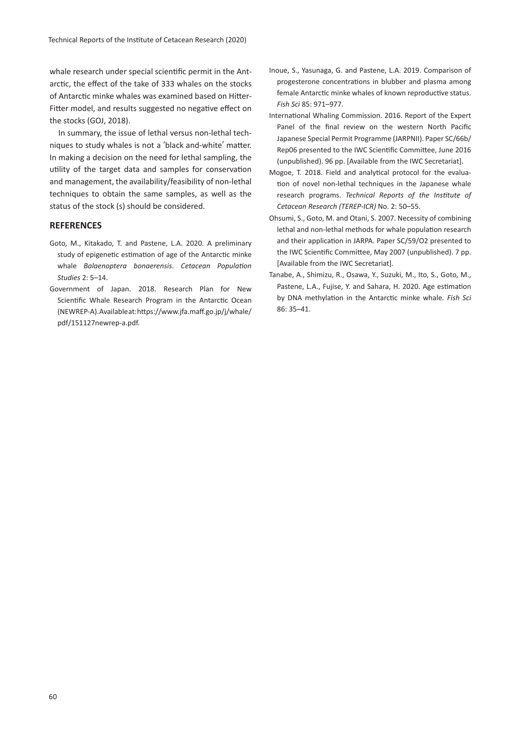whale research under special scientific permit in the Antarctic, the effect of the take of 333 whales on the stocks of Antarctic minke whales was examined based on Hitter-Fitter model, and results suggested no negative effect on the stocks (GOJ, 2018).

In summary, the issue of lethal versus non-lethal techniques to study whales is not a ʹblack and-whiteʹ matter. In making a decision on the need for lethal sampling, the utility of the target data and samples for conservation and management, the availability/feasibility of non-lethal techniques to obtain the same samples, as well as the status of the stock (s) should be considered.

## REFERENCES

Goto, M., Kitakado, T. and Pastene, L.A. 2020. A preliminary study of epigenetic estimation of age of the Antarctic minke whale *Balaenoptera bonaerensis*. *Cetacean Population Studies* 2: 5–14.

Government of Japan. 2018. Research Plan for New Scientific Whale Research Program in the Antarctic Ocean (NEWREP-A). Available at: https://www.jfa.maff.go.jp/j/whale/pdf/151127newrep-a.pdf.

Inoue, S., Yasunaga, G. and Pastene, L.A. 2019. Comparison of progesterone concentrations in blubber and plasma among female Antarctic minke whales of known reproductive status. *Fish Sci* 85: 971–977.

International Whaling Commission. 2016. Report of the Expert Panel of the final review on the western North Pacific Japanese Special Permit Programme (JARPNII). Paper SC/66b/Rep06 presented to the IWC Scientific Committee, June 2016 (unpublished). 96 pp. [Available from the IWC Secretariat].

Mogoe, T. 2018. Field and analytical protocol for the evaluation of novel non-lethal techniques in the Japanese whale research programs. *Technical Reports of the Institute of Cetacean Research (TEREP-ICR)* No. 2: 50–55.

Ohsumi, S., Goto, M. and Otani, S. 2007. Necessity of combining lethal and non-lethal methods for whale population research and their application in JARPA. Paper SC/59/O2 presented to the IWC Scientific Committee, May 2007 (unpublished). 7 pp. [Available from the IWC Secretariat].

Tanabe, A., Shimizu, R., Osawa, Y., Suzuki, M., Ito, S., Goto, M., Pastene, L.A., Fujise, Y. and Sahara, H. 2020. Age estimation by DNA methylation in the Antarctic minke whale. *Fish Sci* 86: 35–41.